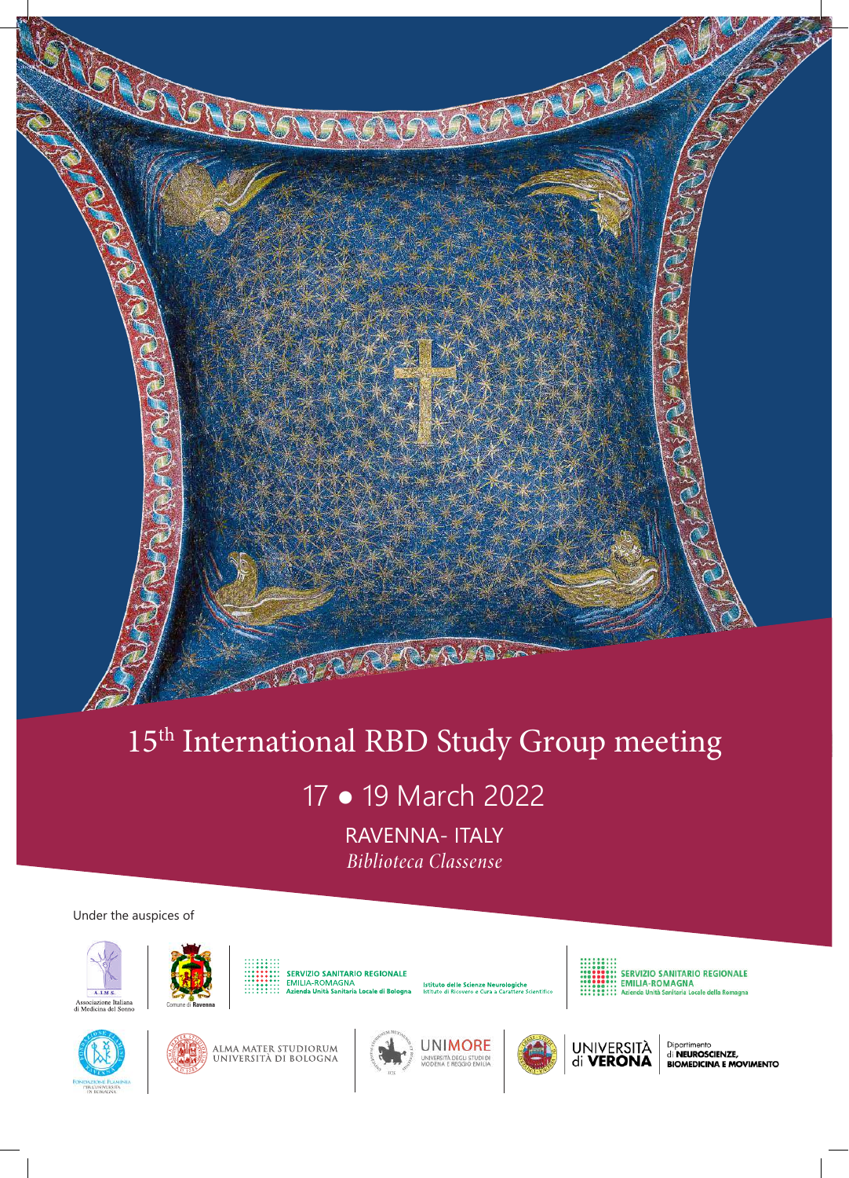# 15th International RBD Study Group meeting

## 17 ● 19 March 2022

RAVENNA- ITALY

*Biblioteca Classense*

Under the auspices of

A.I.M.S. Associazione Italiana di Medicina del Sonno

Comune di Ravenna

SERVIZIO SANITARIO REGIONALE EMILIA-ROMAGNA Azienda Unità Sanitaria Locale di Bologna

Istituto delle Scienze Neurologiche Istituto di Ricovero e Cura a Carattere Scientifico

SERVIZIO SANITARIO REGIONALE EMILIA-ROMAGNA Azienda Unità Sanitaria Locale della Romagna

Fondazione Flaminia per l'Università in Romagna

ALMA MATER STUDIORUM UNIVERSITÀ DI BOLOGNA

UNIMORE UNIVERSITÀ DEGLI STUDI DI MODENA E REGGIO EMILIA

UNIVERSITÀ di VERONA

Dipartimento di NEUROSCIENZE, BIOMEDICINA E MOVIMENTO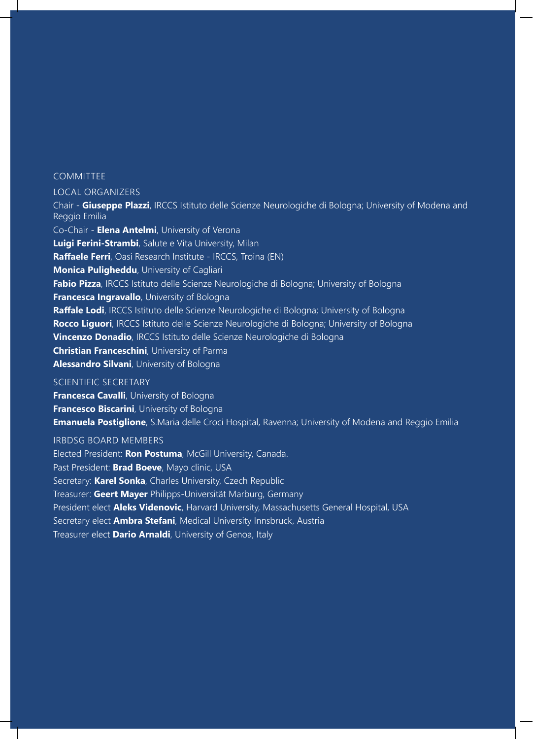# COMMITTEE

## LOCAL ORGANIZERS

Chair - **Giuseppe Plazzi**, IRCCS Istituto delle Scienze Neurologiche di Bologna; University of Modena and Reggio Emilia

Co-Chair - **Elena Antelmi**, University of Verona

**Luigi Ferini-Strambi**, Salute e Vita University, Milan

**Raffaele Ferri**, Oasi Research Institute - IRCCS, Troina (EN)

**Monica Puligheddu**, University of Cagliari

**Fabio Pizza**, IRCCS Istituto delle Scienze Neurologiche di Bologna; University of Bologna

**Francesca Ingravallo**, University of Bologna

**Raffale Lodi**, IRCCS Istituto delle Scienze Neurologiche di Bologna; University of Bologna

**Rocco Liguori**, IRCCS Istituto delle Scienze Neurologiche di Bologna; University of Bologna

**Vincenzo Donadio**, IRCCS Istituto delle Scienze Neurologiche di Bologna

**Christian Franceschini**, University of Parma

**Alessandro Silvani**, University of Bologna

## SCIENTIFIC SECRETARY

**Francesca Cavalli**, University of Bologna

**Francesco Biscarini**, University of Bologna

**Emanuela Postiglione**, S.Maria delle Croci Hospital, Ravenna; University of Modena and Reggio Emilia

## IRBDSG BOARD MEMBERS

Elected President: **Ron Postuma**, McGill University, Canada.

Past President: **Brad Boeve**, Mayo clinic, USA

Secretary: **Karel Sonka**, Charles University, Czech Republic

Treasurer: **Geert Mayer** Philipps-Universität Marburg, Germany

President elect **Aleks Videnovic**, Harvard University, Massachusetts General Hospital, USA

Secretary elect **Ambra Stefani**, Medical University Innsbruck, Austria

Treasurer elect **Dario Arnaldi**, University of Genoa, Italy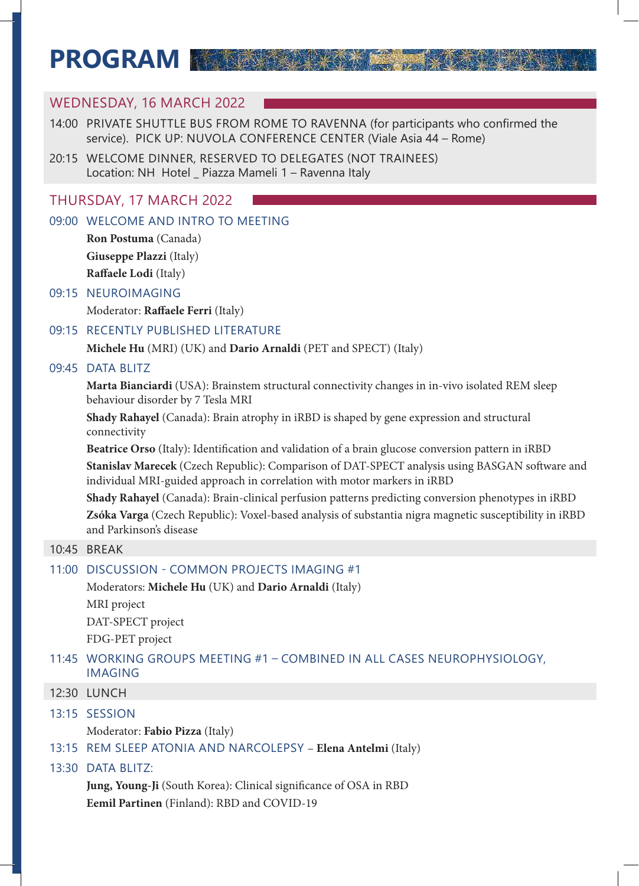# PROGRAM

## WEDNESDAY, 16 MARCH 2022

14:00 PRIVATE SHUTTLE BUS FROM ROME TO RAVENNA (for participants who confirmed the service). PICK UP: NUVOLA CONFERENCE CENTER (Viale Asia 44 – Rome)

20:15 WELCOME DINNER, RESERVED TO DELEGATES (NOT TRAINEES)
Location: NH Hotel _ Piazza Mameli 1 – Ravenna Italy

## THURSDAY, 17 MARCH 2022

09:00 WELCOME AND INTRO TO MEETING

**Ron Postuma** (Canada)

**Giuseppe Plazzi** (Italy)

**Raffaele Lodi** (Italy)

09:15 NEUROIMAGING

Moderator: **Raffaele Ferri** (Italy)

09:15 RECENTLY PUBLISHED LITERATURE

**Michele Hu** (MRI) (UK) and **Dario Arnaldi** (PET and SPECT) (Italy)

09:45 DATA BLITZ

**Marta Bianciardi** (USA): Brainstem structural connectivity changes in in-vivo isolated REM sleep behaviour disorder by 7 Tesla MRI

**Shady Rahayel** (Canada): Brain atrophy in iRBD is shaped by gene expression and structural connectivity

**Beatrice Orso** (Italy): Identification and validation of a brain glucose conversion pattern in iRBD

**Stanislav Marecek** (Czech Republic): Comparison of DAT-SPECT analysis using BASGAN software and individual MRI-guided approach in correlation with motor markers in iRBD

**Shady Rahayel** (Canada): Brain-clinical perfusion patterns predicting conversion phenotypes in iRBD

**Zsóka Varga** (Czech Republic): Voxel-based analysis of substantia nigra magnetic susceptibility in iRBD and Parkinson's disease

10:45 BREAK

11:00 DISCUSSION - COMMON PROJECTS IMAGING #1

Moderators: **Michele Hu** (UK) and **Dario Arnaldi** (Italy)

MRI project

DAT-SPECT project

FDG-PET project

11:45 WORKING GROUPS MEETING #1 – COMBINED IN ALL CASES NEUROPHYSIOLOGY, IMAGING

12:30 LUNCH

13:15 SESSION

Moderator: **Fabio Pizza** (Italy)

13:15 REM SLEEP ATONIA AND NARCOLEPSY – **Elena Antelmi** (Italy)

13:30 DATA BLITZ:

**Jung, Young-Ji** (South Korea): Clinical significance of OSA in RBD

**Eemil Partinen** (Finland): RBD and COVID-19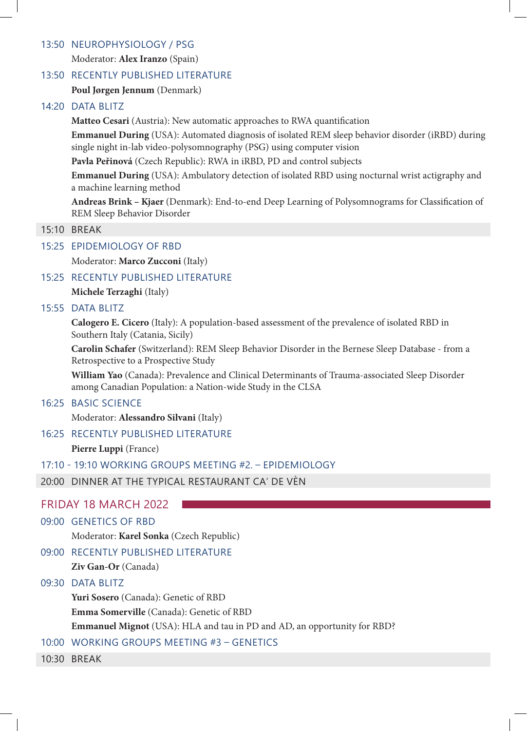### 13:50 NEUROPHYSIOLOGY / PSG

Moderator: **Alex Iranzo** (Spain)

### 13:50 RECENTLY PUBLISHED LITERATURE

**Poul Jørgen Jennum** (Denmark)

### 14:20 DATA BLITZ

**Matteo Cesari** (Austria): New automatic approaches to RWA quantification

**Emmanuel During** (USA): Automated diagnosis of isolated REM sleep behavior disorder (iRBD) during single night in-lab video-polysomnography (PSG) using computer vision

**Pavla Peřinová** (Czech Republic): RWA in iRBD, PD and control subjects

**Emmanuel During** (USA): Ambulatory detection of isolated RBD using nocturnal wrist actigraphy and a machine learning method

**Andreas Brink – Kjaer** (Denmark): End-to-end Deep Learning of Polysomnograms for Classification of REM Sleep Behavior Disorder

### 15:10 BREAK

### 15:25 EPIDEMIOLOGY OF RBD

Moderator: **Marco Zucconi** (Italy)

### 15:25 RECENTLY PUBLISHED LITERATURE

**Michele Terzaghi** (Italy)

### 15:55 DATA BLITZ

**Calogero E. Cicero** (Italy): A population-based assessment of the prevalence of isolated RBD in Southern Italy (Catania, Sicily)

**Carolin Schafer** (Switzerland): REM Sleep Behavior Disorder in the Bernese Sleep Database - from a Retrospective to a Prospective Study

**William Yao** (Canada): Prevalence and Clinical Determinants of Trauma-associated Sleep Disorder among Canadian Population: a Nation-wide Study in the CLSA

### 16:25 BASIC SCIENCE

Moderator: **Alessandro Silvani** (Italy)

### 16:25 RECENTLY PUBLISHED LITERATURE

**Pierre Luppi** (France)

### 17:10 - 19:10 WORKING GROUPS MEETING #2. – EPIDEMIOLOGY

### 20:00 DINNER AT THE TYPICAL RESTAURANT CA' DE VÈN

## FRIDAY 18 MARCH 2022

### 09:00 GENETICS OF RBD

Moderator: **Karel Sonka** (Czech Republic)

### 09:00 RECENTLY PUBLISHED LITERATURE

**Ziv Gan-Or** (Canada)

### 09:30 DATA BLITZ

**Yuri Sosero** (Canada): Genetic of RBD

**Emma Somerville** (Canada): Genetic of RBD

**Emmanuel Mignot** (USA): HLA and tau in PD and AD, an opportunity for RBD?

### 10:00 WORKING GROUPS MEETING #3 – GENETICS

### 10:30 BREAK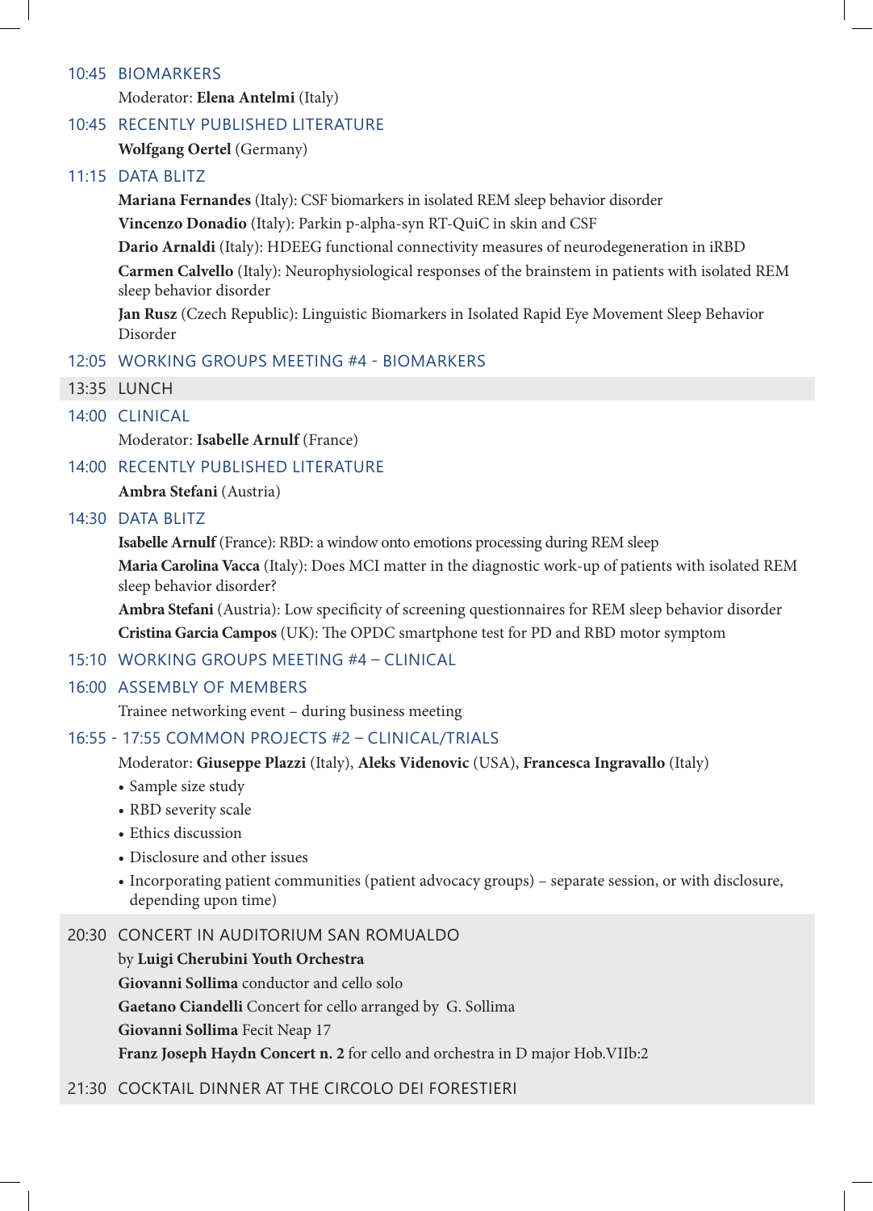## 10:45 BIOMARKERS

Moderator: **Elena Antelmi** (Italy)

## 10:45 RECENTLY PUBLISHED LITERATURE

**Wolfgang Oertel** (Germany)

## 11:15 DATA BLITZ

**Mariana Fernandes** (Italy): CSF biomarkers in isolated REM sleep behavior disorder

**Vincenzo Donadio** (Italy): Parkin p-alpha-syn RT-QuiC in skin and CSF

**Dario Arnaldi** (Italy): HDEEG functional connectivity measures of neurodegeneration in iRBD

**Carmen Calvello** (Italy): Neurophysiological responses of the brainstem in patients with isolated REM sleep behavior disorder

**Jan Rusz** (Czech Republic): Linguistic Biomarkers in Isolated Rapid Eye Movement Sleep Behavior Disorder

## 12:05 WORKING GROUPS MEETING #4 - BIOMARKERS

## 13:35 LUNCH

## 14:00 CLINICAL

Moderator: **Isabelle Arnulf** (France)

## 14:00 RECENTLY PUBLISHED LITERATURE

**Ambra Stefani** (Austria)

## 14:30 DATA BLITZ

**Isabelle Arnulf** (France): RBD: a window onto emotions processing during REM sleep

**Maria Carolina Vacca** (Italy): Does MCI matter in the diagnostic work-up of patients with isolated REM sleep behavior disorder?

**Ambra Stefani** (Austria): Low specificity of screening questionnaires for REM sleep behavior disorder

**Cristina Garcia Campos** (UK): The OPDC smartphone test for PD and RBD motor symptom

## 15:10 WORKING GROUPS MEETING #4 – CLINICAL

## 16:00 ASSEMBLY OF MEMBERS

Trainee networking event – during business meeting

## 16:55 - 17:55 COMMON PROJECTS #2 – CLINICAL/TRIALS

Moderator: **Giuseppe Plazzi** (Italy), **Aleks Videnovic** (USA), **Francesca Ingravallo** (Italy)

- Sample size study
- RBD severity scale
- Ethics discussion
- Disclosure and other issues
- Incorporating patient communities (patient advocacy groups) – separate session, or with disclosure, depending upon time)

## 20:30 CONCERT IN AUDITORIUM SAN ROMUALDO

by **Luigi Cherubini Youth Orchestra**

**Giovanni Sollima** conductor and cello solo

**Gaetano Ciandelli** Concert for cello arranged by G. Sollima

**Giovanni Sollima** Fecit Neap 17

**Franz Joseph Haydn Concert n. 2** for cello and orchestra in D major Hob.VIIb:2

## 21:30 COCKTAIL DINNER AT THE CIRCOLO DEI FORESTIERI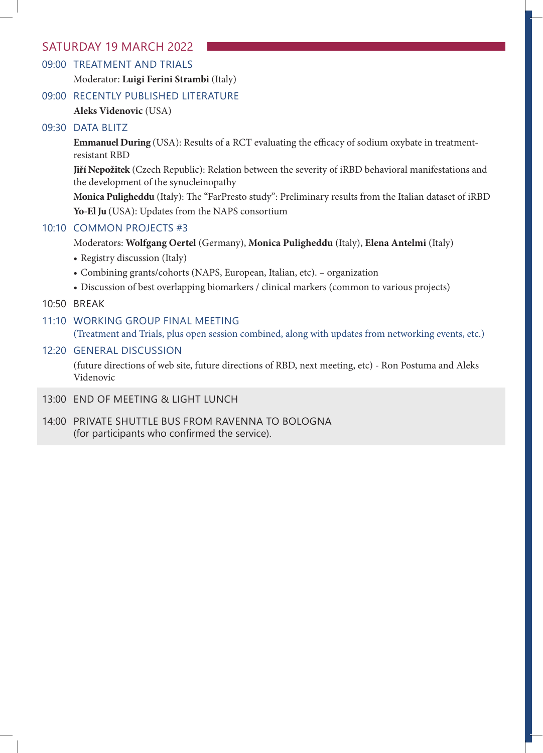## SATURDAY 19 MARCH 2022

### 09:00 TREATMENT AND TRIALS

Moderator: **Luigi Ferini Strambi** (Italy)

### 09:00 RECENTLY PUBLISHED LITERATURE

**Aleks Videnovic** (USA)

### 09:30 DATA BLITZ

**Emmanuel During** (USA): Results of a RCT evaluating the efficacy of sodium oxybate in treatment-resistant RBD

**Jiří Nepožitek** (Czech Republic): Relation between the severity of iRBD behavioral manifestations and the development of the synucleinopathy

**Monica Puligheddu** (Italy): The "FarPresto study": Preliminary results from the Italian dataset of iRBD

**Yo-El Ju** (USA): Updates from the NAPS consortium

### 10:10 COMMON PROJECTS #3

Moderators: **Wolfgang Oertel** (Germany), **Monica Puligheddu** (Italy), **Elena Antelmi** (Italy)

- Registry discussion (Italy)
- Combining grants/cohorts (NAPS, European, Italian, etc). – organization
- Discussion of best overlapping biomarkers / clinical markers (common to various projects)

### 10:50 BREAK

### 11:10 WORKING GROUP FINAL MEETING

(Treatment and Trials, plus open session combined, along with updates from networking events, etc.)

### 12:20 GENERAL DISCUSSION

(future directions of web site, future directions of RBD, next meeting, etc) - Ron Postuma and Aleks Videnovic

### 13:00 END OF MEETING & LIGHT LUNCH

### 14:00 PRIVATE SHUTTLE BUS FROM RAVENNA TO BOLOGNA

(for participants who confirmed the service).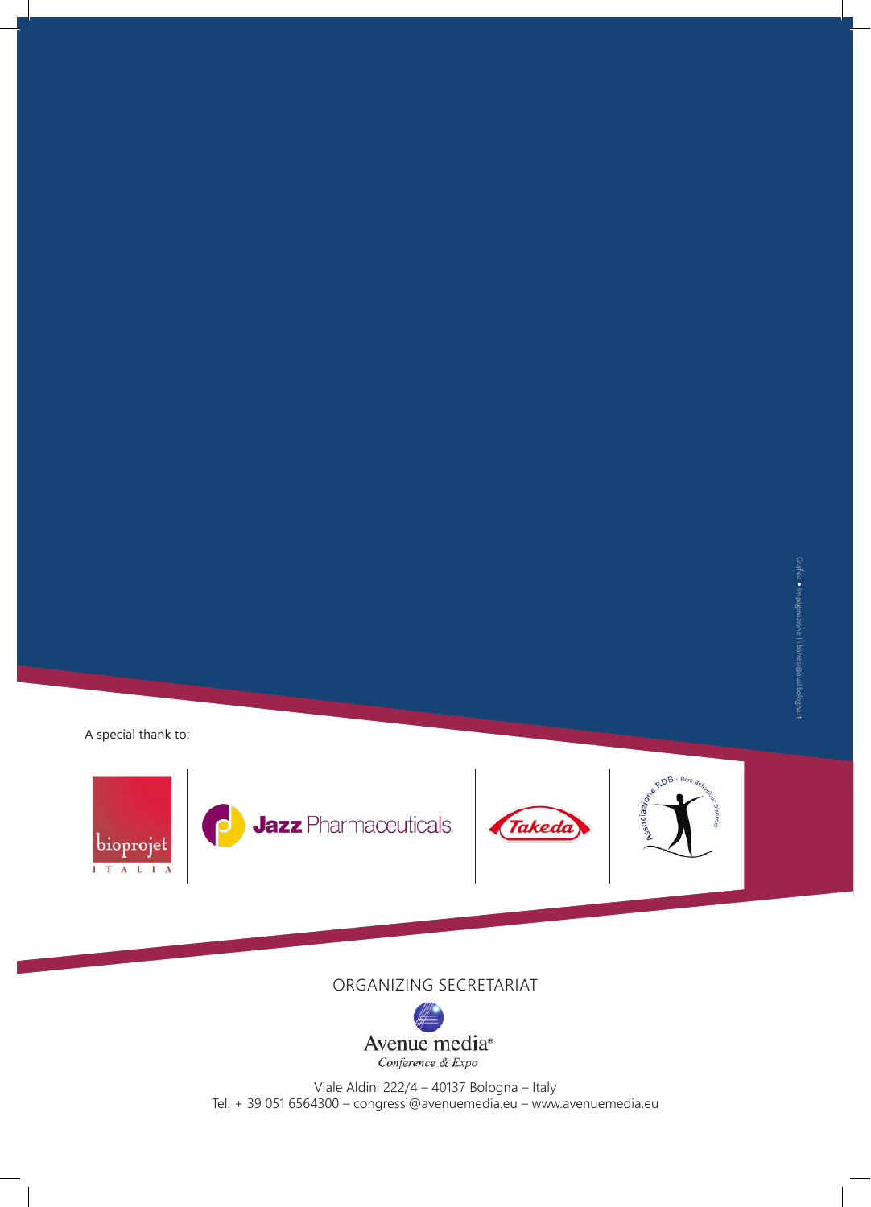A special thank to:

bioprojet ITALIA

Jazz Pharmaceuticals

Takeda

Associazione RDB - Rare Behaviour Disorder

ORGANIZING SECRETARIAT

Avenue media®
*Conference & Expo*

Viale Aldini 222/4 – 40137 Bologna – Italy
Tel. + 39 051 6564300 – congressi@avenuemedia.eu – www.avenuemedia.eu